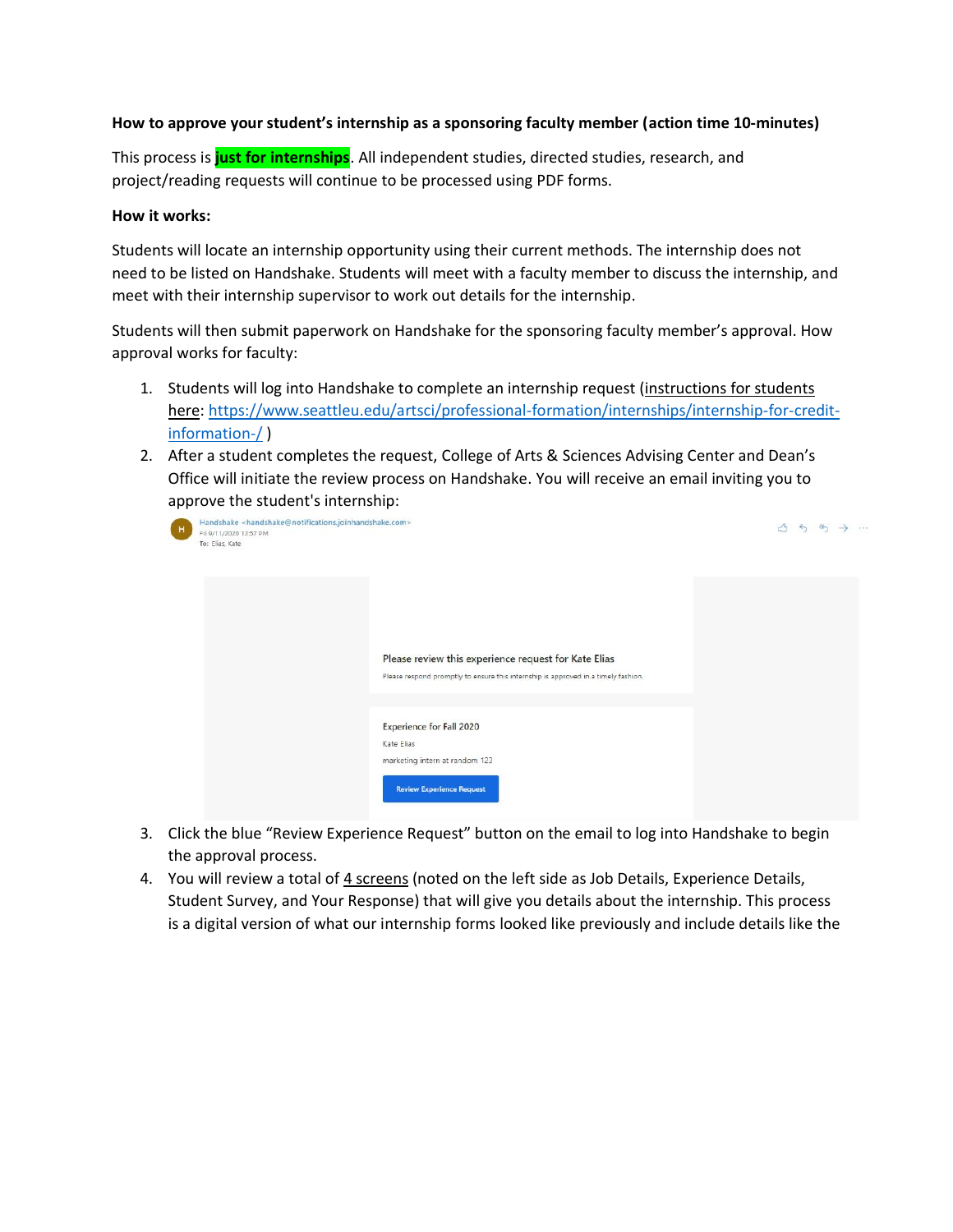**How to approve your student's internship as a sponsoring faculty member (action time 10-minutes)**

This process is **just for internships**. All independent studies, directed studies, research, and project/reading requests will continue to be processed using PDF forms.

**How it works:**

Students will locate an internship opportunity using their current methods. The internship does not need to be listed on Handshake. Students will meet with a faculty member to discuss the internship, and meet with their internship supervisor to work out details for the internship.

Students will then submit paperwork on Handshake for the sponsoring faculty member's approval. How approval works for faculty:

1. Students will log into Handshake to complete an internship request (instructions for students here: https://www.seattleu.edu/artsci/professional-formation/internships/internship-for-credit-information-/ )
2. After a student completes the request, College of Arts & Sciences Advising Center and Dean's Office will initiate the review process on Handshake. You will receive an email inviting you to approve the student's internship:

   Handshake <handshake@notifications.joinhandshake.com>
   Fri 9/11/2020 12:57 PM
   To: Elias, Kate

   Please review this experience request for Kate Elias

   Please respond promptly to ensure this internship is approved in a timely fashion.

   Experience for Fall 2020

   Kate Elias

   marketing intern at random 123

   Review Experience Request

3. Click the blue "Review Experience Request" button on the email to log into Handshake to begin the approval process.
4. You will review a total of 4 screens (noted on the left side as Job Details, Experience Details, Student Survey, and Your Response) that will give you details about the internship. This process is a digital version of what our internship forms looked like previously and include details like the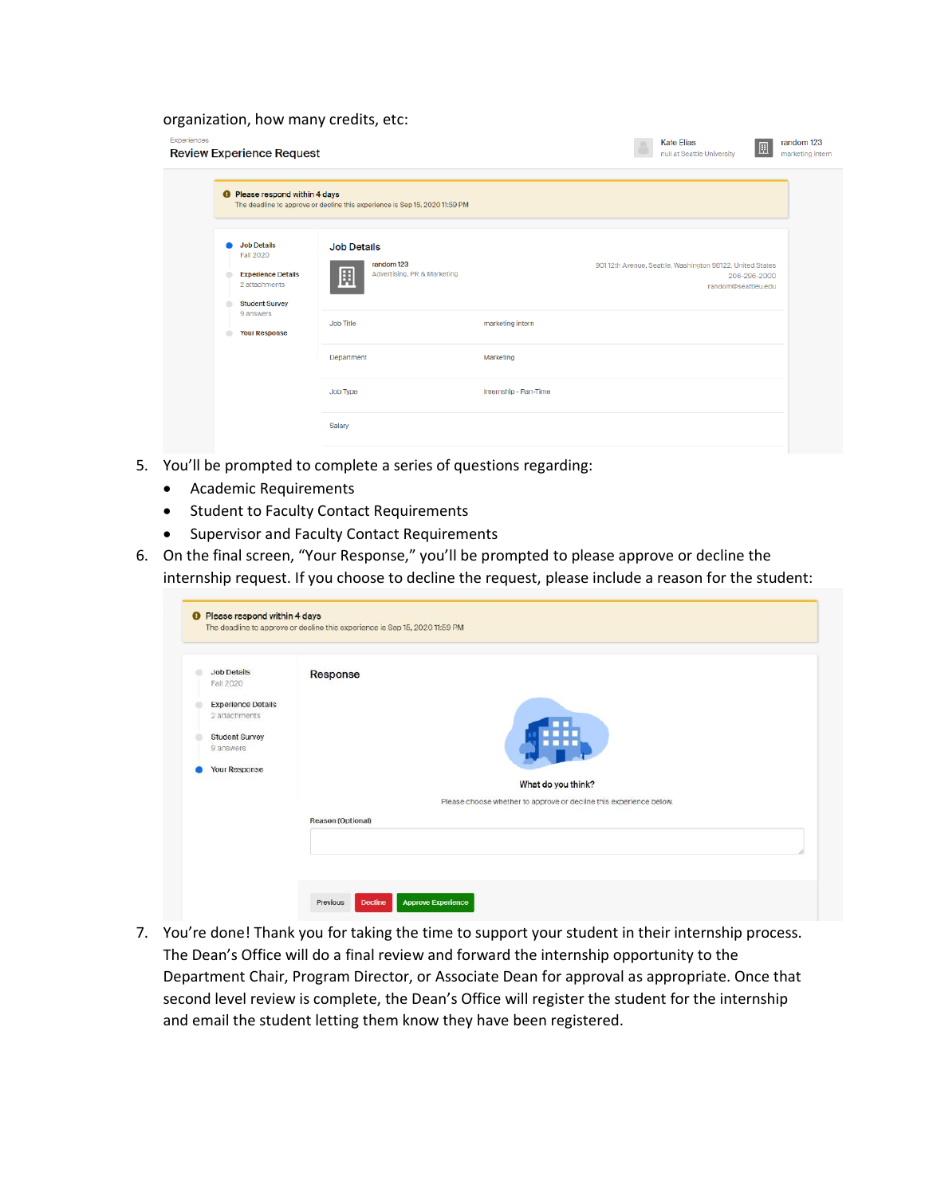organization, how many credits, etc:

Experiences
Review Experience Request

Kate Elias
null at Seattle University

random 123
marketing intern

**Please respond within 4 days**
The deadline to approve or decline this experience is Sep 15, 2020 11:59 PM

Job Details
Fall 2020

Experience Details
2 attachments

Student Survey
9 answers

Your Response

**Job Details**

random 123
Advertising, PR & Marketing

901 12th Avenue, Seattle, Washington 98122, United States
206-296-2000
random@seattleu.edu

| | |
|---|---|
| Job Title | marketing intern |
| Department | Marketing |
| Job Type | Internship - Part-Time |
| Salary | |

5. You'll be prompted to complete a series of questions regarding:
   - Academic Requirements
   - Student to Faculty Contact Requirements
   - Supervisor and Faculty Contact Requirements
6. On the final screen, "Your Response," you'll be prompted to please approve or decline the internship request. If you choose to decline the request, please include a reason for the student:

**Please respond within 4 days**
The deadline to approve or decline this experience is Sep 15, 2020 11:59 PM

Job Details
Fall 2020

Experience Details
2 attachments

Student Survey
9 answers

Your Response

**Response**

What do you think?

Please choose whether to approve or decline this experience below.

Reason (Optional)

Previous | Decline | Approve Experience

7. You're done! Thank you for taking the time to support your student in their internship process. The Dean's Office will do a final review and forward the internship opportunity to the Department Chair, Program Director, or Associate Dean for approval as appropriate. Once that second level review is complete, the Dean's Office will register the student for the internship and email the student letting them know they have been registered.